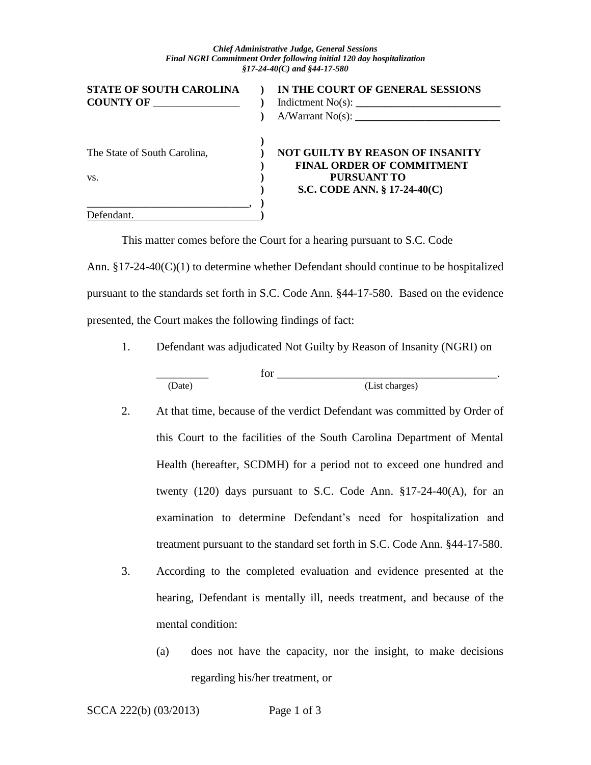*Chief Administrative Judge, General Sessions*
*Final NGRI Commitment Order following initial 120 day hospitalization*
*§17-24-40(C) and §44-17-580*

| | | |
|---|---|---|
| **STATE OF SOUTH CAROLINA** | ) | **IN THE COURT OF GENERAL SESSIONS** |
| **COUNTY OF** ________________ | ) | Indictment No(s): ____________________________ |
| | ) | A/Warrant No(s): ____________________________ |
| | ) | |
| The State of South Carolina, | ) | **NOT GUILTY BY REASON OF INSANITY** |
| | ) | **FINAL ORDER OF COMMITMENT** |
| vs. | ) | **PURSUANT TO** |
| | ) | **S.C. CODE ANN. § 17-24-40(C)** |
| ______________________________, | ) | |
| Defendant. | ) | |

This matter comes before the Court for a hearing pursuant to S.C. Code Ann. §17-24-40(C)(1) to determine whether Defendant should continue to be hospitalized pursuant to the standards set forth in S.C. Code Ann. §44-17-580. Based on the evidence presented, the Court makes the following findings of fact:

1. Defendant was adjudicated Not Guilty by Reason of Insanity (NGRI) on

   _________ for _______________________________________.
   (Date) (List charges)

2. At that time, because of the verdict Defendant was committed by Order of this Court to the facilities of the South Carolina Department of Mental Health (hereafter, SCDMH) for a period not to exceed one hundred and twenty (120) days pursuant to S.C. Code Ann. §17-24-40(A), for an examination to determine Defendant's need for hospitalization and treatment pursuant to the standard set forth in S.C. Code Ann. §44-17-580.

3. According to the completed evaluation and evidence presented at the hearing, Defendant is mentally ill, needs treatment, and because of the mental condition:

   (a) does not have the capacity, nor the insight, to make decisions regarding his/her treatment, or

SCCA 222(b) (03/2013)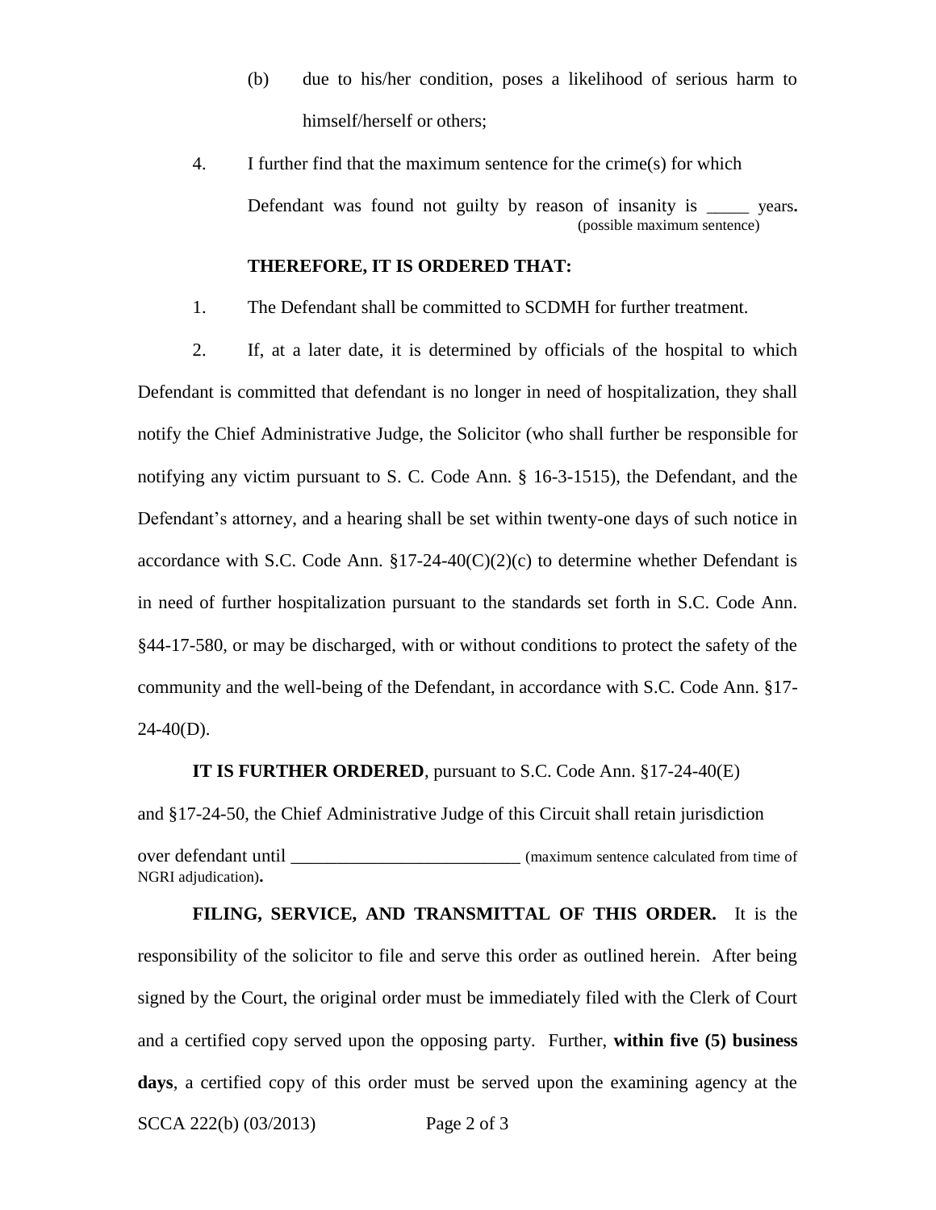(b) due to his/her condition, poses a likelihood of serious harm to himself/herself or others;

4. I further find that the maximum sentence for the crime(s) for which Defendant was found not guilty by reason of insanity is _____ years**.**
(possible maximum sentence)

**THEREFORE, IT IS ORDERED THAT:**

1. The Defendant shall be committed to SCDMH for further treatment.

2. If, at a later date, it is determined by officials of the hospital to which Defendant is committed that defendant is no longer in need of hospitalization, they shall notify the Chief Administrative Judge, the Solicitor (who shall further be responsible for notifying any victim pursuant to S. C. Code Ann. § 16-3-1515), the Defendant, and the Defendant's attorney, and a hearing shall be set within twenty-one days of such notice in accordance with S.C. Code Ann. §17-24-40(C)(2)(c) to determine whether Defendant is in need of further hospitalization pursuant to the standards set forth in S.C. Code Ann. §44-17-580, or may be discharged, with or without conditions to protect the safety of the community and the well-being of the Defendant, in accordance with S.C. Code Ann. §17-24-40(D).

**IT IS FURTHER ORDERED**, pursuant to S.C. Code Ann. §17-24-40(E) and §17-24-50, the Chief Administrative Judge of this Circuit shall retain jurisdiction over defendant until _________________________ (maximum sentence calculated from time of NGRI adjudication)**.**

**FILING, SERVICE, AND TRANSMITTAL OF THIS ORDER.** It is the responsibility of the solicitor to file and serve this order as outlined herein. After being signed by the Court, the original order must be immediately filed with the Clerk of Court and a certified copy served upon the opposing party. Further, **within five (5) business days**, a certified copy of this order must be served upon the examining agency at the

SCCA 222(b) (03/2013)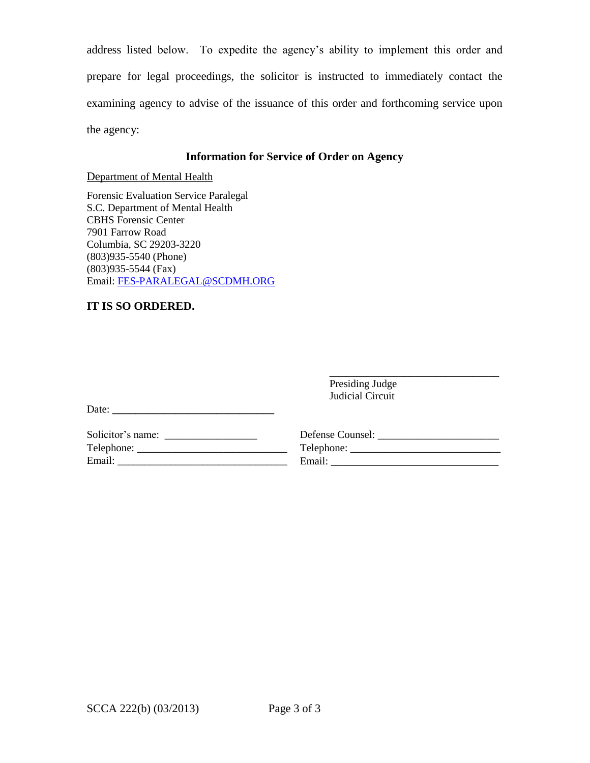address listed below. To expedite the agency's ability to implement this order and prepare for legal proceedings, the solicitor is instructed to immediately contact the examining agency to advise of the issuance of this order and forthcoming service upon the agency:

**Information for Service of Order on Agency**

Department of Mental Health

Forensic Evaluation Service Paralegal
S.C. Department of Mental Health
CBHS Forensic Center
7901 Farrow Road
Columbia, SC 29203-3220
(803)935-5540 (Phone)
(803)935-5544 (Fax)
Email: FES-PARALEGAL@SCDMH.ORG

**IT IS SO ORDERED.**

______________________________
Presiding Judge
Judicial Circuit

Date: ______________________________

| | |
|---|---|
| Solicitor's name: _________________ | Defense Counsel: ______________________ |
| Telephone: ___________________________ | Telephone: ___________________________ |
| Email: _______________________________ | Email: _______________________________ |

SCCA 222(b) (03/2013)